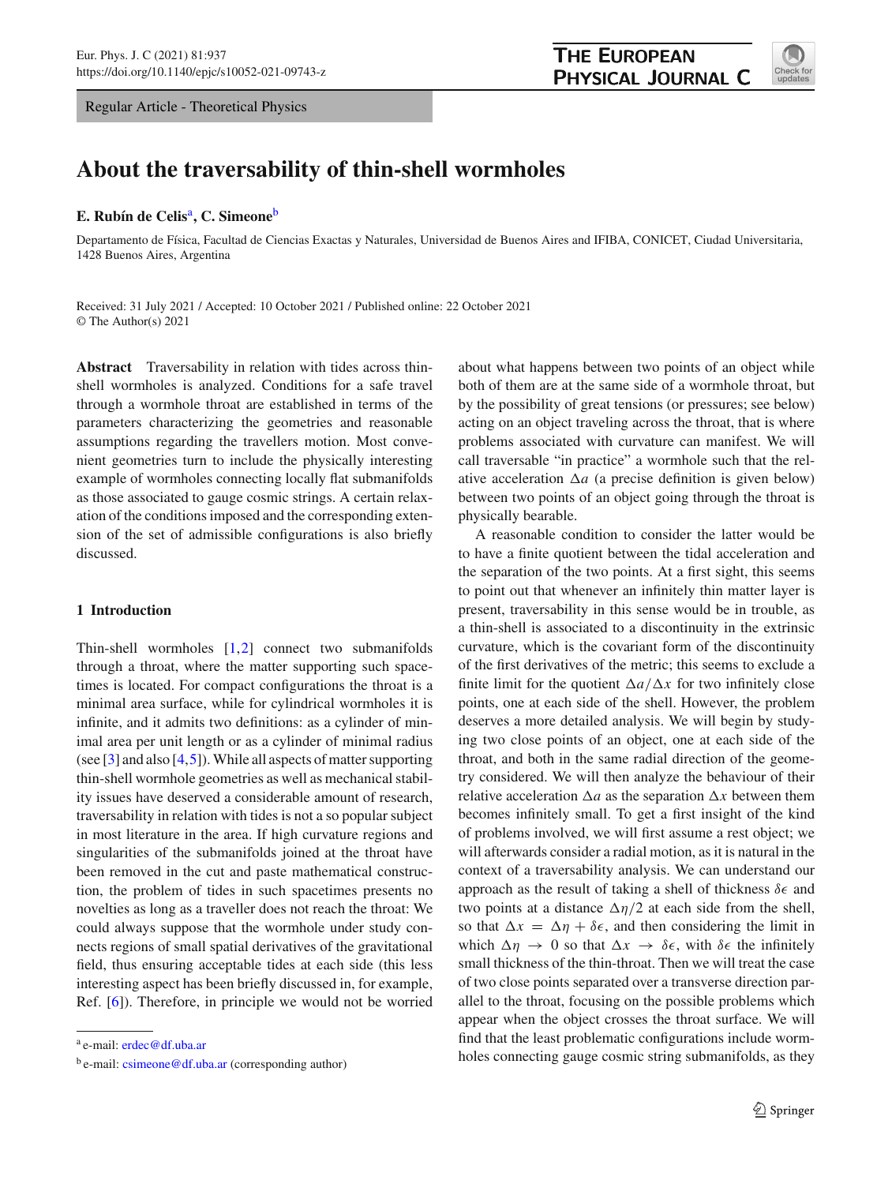Regular Article - Theoretical Physics

# About the traversability of thin-shell wormholes

**E. Rubín de Celis**[a], **C. Simeone**[b]

Departamento de Física, Facultad de Ciencias Exactas y Naturales, Universidad de Buenos Aires and IFIBA, CONICET, Ciudad Universitaria, 1428 Buenos Aires, Argentina

Received: 31 July 2021 / Accepted: 10 October 2021 / Published online: 22 October 2021
© The Author(s) 2021

**Abstract** Traversability in relation with tides across thin-shell wormholes is analyzed. Conditions for a safe travel through a wormhole throat are established in terms of the parameters characterizing the geometries and reasonable assumptions regarding the travellers motion. Most convenient geometries turn to include the physically interesting example of wormholes connecting locally flat submanifolds as those associated to gauge cosmic strings. A certain relaxation of the conditions imposed and the corresponding extension of the set of admissible configurations is also briefly discussed.

## 1 Introduction

Thin-shell wormholes [1,2] connect two submanifolds through a throat, where the matter supporting such spacetimes is located. For compact configurations the throat is a minimal area surface, while for cylindrical wormholes it is infinite, and it admits two definitions: as a cylinder of minimal area per unit length or as a cylinder of minimal radius (see [3] and also [4,5]). While all aspects of matter supporting thin-shell wormhole geometries as well as mechanical stability issues have deserved a considerable amount of research, traversability in relation with tides is not a so popular subject in most literature in the area. If high curvature regions and singularities of the submanifolds joined at the throat have been removed in the cut and paste mathematical construction, the problem of tides in such spacetimes presents no novelties as long as a traveller does not reach the throat: We could always suppose that the wormhole under study connects regions of small spatial derivatives of the gravitational field, thus ensuring acceptable tides at each side (this less interesting aspect has been briefly discussed in, for example, Ref. [6]). Therefore, in principle we would not be worried about what happens between two points of an object while both of them are at the same side of a wormhole throat, but by the possibility of great tensions (or pressures; see below) acting on an object traveling across the throat, that is where problems associated with curvature can manifest. We will call traversable "in practice" a wormhole such that the relative acceleration $\Delta a$ (a precise definition is given below) between two points of an object going through the throat is physically bearable.

A reasonable condition to consider the latter would be to have a finite quotient between the tidal acceleration and the separation of the two points. At a first sight, this seems to point out that whenever an infinitely thin matter layer is present, traversability in this sense would be in trouble, as a thin-shell is associated to a discontinuity in the extrinsic curvature, which is the covariant form of the discontinuity of the first derivatives of the metric; this seems to exclude a finite limit for the quotient $\Delta a/\Delta x$ for two infinitely close points, one at each side of the shell. However, the problem deserves a more detailed analysis. We will begin by studying two close points of an object, one at each side of the throat, and both in the same radial direction of the geometry considered. We will then analyze the behaviour of their relative acceleration $\Delta a$ as the separation $\Delta x$ between them becomes infinitely small. To get a first insight of the kind of problems involved, we will first assume a rest object; we will afterwards consider a radial motion, as it is natural in the context of a traversability analysis. We can understand our approach as the result of taking a shell of thickness $\delta\epsilon$ and two points at a distance $\Delta\eta/2$ at each side from the shell, so that $\Delta x = \Delta\eta + \delta\epsilon$, and then considering the limit in which $\Delta\eta \to 0$ so that $\Delta x \to \delta\epsilon$, with $\delta\epsilon$ the infinitely small thickness of the thin-throat. Then we will treat the case of two close points separated over a transverse direction parallel to the throat, focusing on the possible problems which appear when the object crosses the throat surface. We will find that the least problematic configurations include wormholes connecting gauge cosmic string submanifolds, as they

[a] e-mail: erdec@df.uba.ar

[b] e-mail: csimeone@df.uba.ar (corresponding author)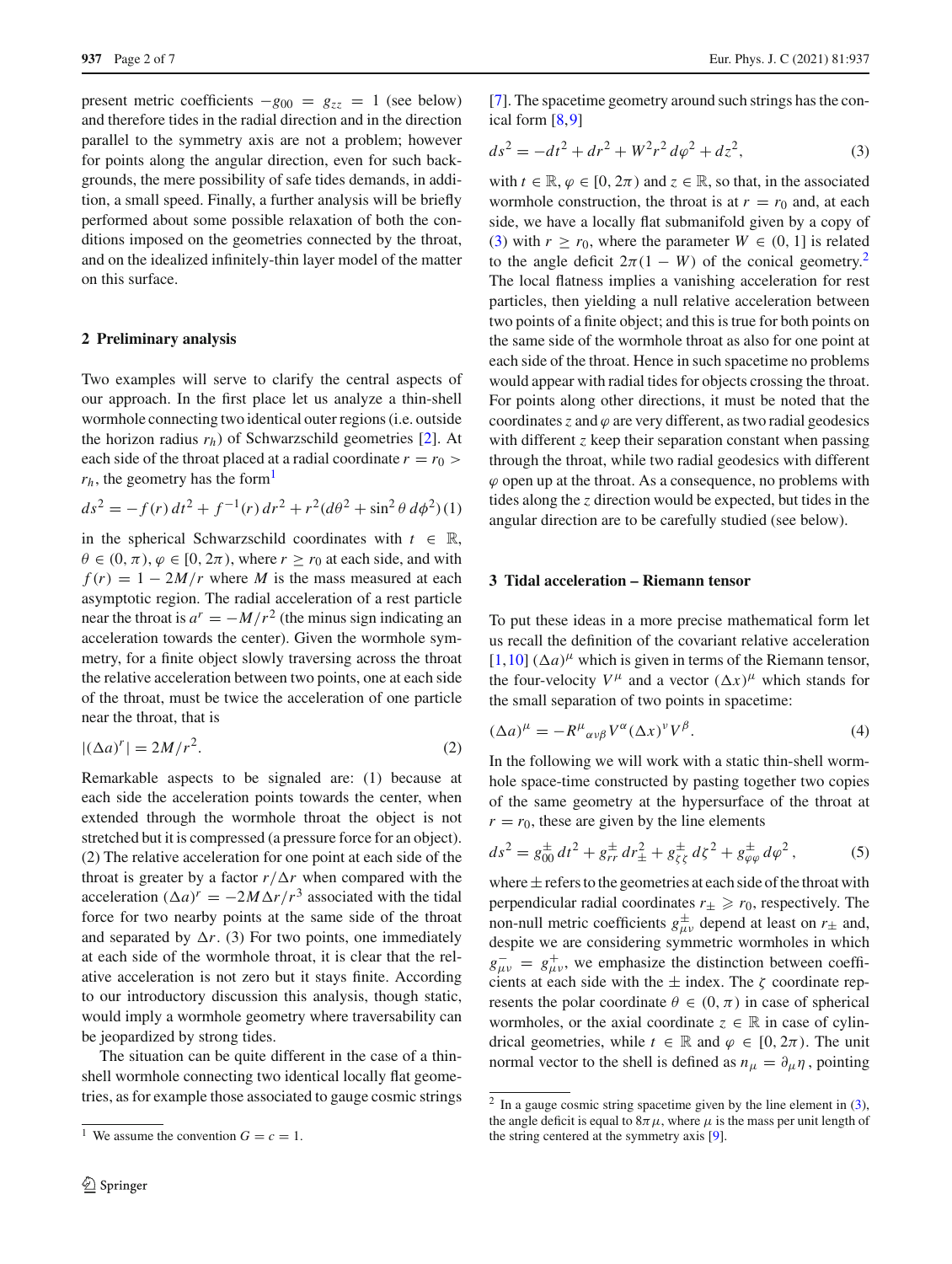present metric coefficients $-g_{00} = g_{zz} = 1$ (see below) and therefore tides in the radial direction and in the direction parallel to the symmetry axis are not a problem; however for points along the angular direction, even for such backgrounds, the mere possibility of safe tides demands, in addition, a small speed. Finally, a further analysis will be briefly performed about some possible relaxation of both the conditions imposed on the geometries connected by the throat, and on the idealized infinitely-thin layer model of the matter on this surface.

## 2 Preliminary analysis

Two examples will serve to clarify the central aspects of our approach. In the first place let us analyze a thin-shell wormhole connecting two identical outer regions (i.e. outside the horizon radius $r_h$) of Schwarzschild geometries [2]. At each side of the throat placed at a radial coordinate $r = r_0 > r_h$, the geometry has the form[1]

$$ds^2 = -f(r)\,dt^2 + f^{-1}(r)\,dr^2 + r^2(d\theta^2 + \sin^2\theta\,d\phi^2) \quad (1)$$

in the spherical Schwarzschild coordinates with $t \in \mathbb{R}$, $\theta \in (0, \pi)$, $\varphi \in [0, 2\pi)$, where $r \geq r_0$ at each side, and with $f(r) = 1 - 2M/r$ where $M$ is the mass measured at each asymptotic region. The radial acceleration of a rest particle near the throat is $a^r = -M/r^2$ (the minus sign indicating an acceleration towards the center). Given the wormhole symmetry, for a finite object slowly traversing across the throat the relative acceleration between two points, one at each side of the throat, must be twice the acceleration of one particle near the throat, that is

$$|(\Delta a)^r| = 2M/r^2. \quad (2)$$

Remarkable aspects to be signaled are: (1) because at each side the acceleration points towards the center, when extended through the wormhole throat the object is not stretched but it is compressed (a pressure force for an object). (2) The relative acceleration for one point at each side of the throat is greater by a factor $r/\Delta r$ when compared with the acceleration $(\Delta a)^r = -2M\Delta r/r^3$ associated with the tidal force for two nearby points at the same side of the throat and separated by $\Delta r$. (3) For two points, one immediately at each side of the wormhole throat, it is clear that the relative acceleration is not zero but it stays finite. According to our introductory discussion this analysis, though static, would imply a wormhole geometry where traversability can be jeopardized by strong tides.

The situation can be quite different in the case of a thin-shell wormhole connecting two identical locally flat geometries, as for example those associated to gauge cosmic strings [7]. The spacetime geometry around such strings has the conical form [8,9]

$$ds^2 = -dt^2 + dr^2 + W^2 r^2\,d\varphi^2 + dz^2, \quad (3)$$

with $t \in \mathbb{R}$, $\varphi \in [0, 2\pi)$ and $z \in \mathbb{R}$, so that, in the associated wormhole construction, the throat is at $r = r_0$ and, at each side, we have a locally flat submanifold given by a copy of (3) with $r \geq r_0$, where the parameter $W \in (0, 1]$ is related to the angle deficit $2\pi(1 - W)$ of the conical geometry.[2] The local flatness implies a vanishing acceleration for rest particles, then yielding a null relative acceleration between two points of a finite object; and this is true for both points on the same side of the wormhole throat as also for one point at each side of the throat. Hence in such spacetime no problems would appear with radial tides for objects crossing the throat. For points along other directions, it must be noted that the coordinates $z$ and $\varphi$ are very different, as two radial geodesics with different $z$ keep their separation constant when passing through the throat, while two radial geodesics with different $\varphi$ open up at the throat. As a consequence, no problems with tides along the $z$ direction would be expected, but tides in the angular direction are to be carefully studied (see below).

## 3 Tidal acceleration – Riemann tensor

To put these ideas in a more precise mathematical form let us recall the definition of the covariant relative acceleration [1,10] $(\Delta a)^\mu$ which is given in terms of the Riemann tensor, the four-velocity $V^\mu$ and a vector $(\Delta x)^\mu$ which stands for the small separation of two points in spacetime:

$$(\Delta a)^\mu = -R^\mu{}_{\alpha\nu\beta} V^\alpha (\Delta x)^\nu V^\beta. \quad (4)$$

In the following we will work with a static thin-shell wormhole space-time constructed by pasting together two copies of the same geometry at the hypersurface of the throat at $r = r_0$, these are given by the line elements

$$ds^2 = g^\pm_{00}\,dt^2 + g^\pm_{rr}\,dr^2_\pm + g^\pm_{\zeta\zeta}\,d\zeta^2 + g^\pm_{\varphi\varphi}\,d\varphi^2\,, \quad (5)$$

where $\pm$ refers to the geometries at each side of the throat with perpendicular radial coordinates $r_\pm \geqslant r_0$, respectively. The non-null metric coefficients $g^\pm_{\mu\nu}$ depend at least on $r_\pm$ and, despite we are considering symmetric wormholes in which $g^-_{\mu\nu} = g^+_{\mu\nu}$, we emphasize the distinction between coefficients at each side with the $\pm$ index. The $\zeta$ coordinate represents the polar coordinate $\theta \in (0, \pi)$ in case of spherical wormholes, or the axial coordinate $z \in \mathbb{R}$ in case of cylindrical geometries, while $t \in \mathbb{R}$ and $\varphi \in [0, 2\pi)$. The unit normal vector to the shell is defined as $n_\mu = \partial_\mu \eta$, pointing

---

[1] We assume the convention $G = c = 1$.

[2] In a gauge cosmic string spacetime given by the line element in (3), the angle deficit is equal to $8\pi\mu$, where $\mu$ is the mass per unit length of the string centered at the symmetry axis [9].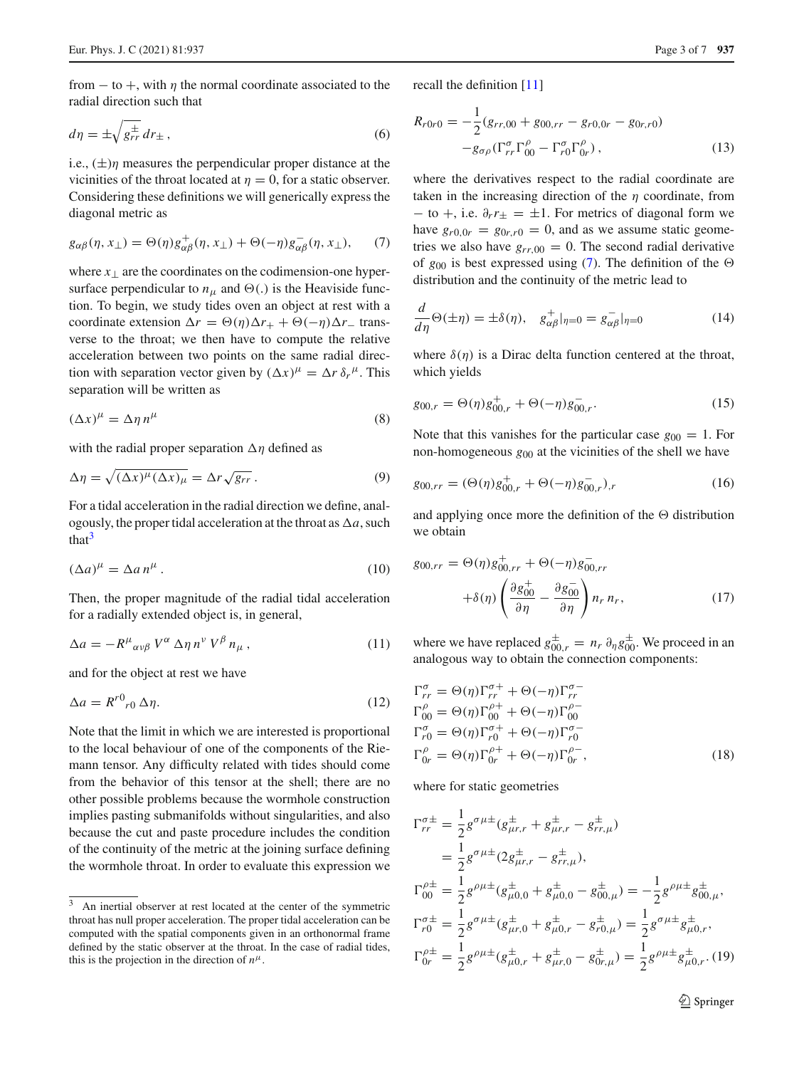from − to +, with $\eta$ the normal coordinate associated to the radial direction such that

$$d\eta = \pm\sqrt{g_{rr}^{\pm}}\, dr_{\pm}\,, \tag{6}$$

i.e., $(\pm)\eta$ measures the perpendicular proper distance at the vicinities of the throat located at $\eta = 0$, for a static observer. Considering these definitions we will generically express the diagonal metric as

$$g_{\alpha\beta}(\eta, x_{\perp}) = \Theta(\eta) g^{+}_{\alpha\beta}(\eta, x_{\perp}) + \Theta(-\eta) g^{-}_{\alpha\beta}(\eta, x_{\perp}), \tag{7}$$

where $x_{\perp}$ are the coordinates on the codimension-one hypersurface perpendicular to $n_{\mu}$ and $\Theta(.)$ is the Heaviside function. To begin, we study tides oven an object at rest with a coordinate extension $\Delta r = \Theta(\eta)\Delta r_{+} + \Theta(-\eta)\Delta r_{-}$ transverse to the throat; we then have to compute the relative acceleration between two points on the same radial direction with separation vector given by $(\Delta x)^{\mu} = \Delta r\, \delta_{r}{}^{\mu}$. This separation will be written as

$$(\Delta x)^{\mu} = \Delta\eta\, n^{\mu} \tag{8}$$

with the radial proper separation $\Delta\eta$ defined as

$$\Delta\eta = \sqrt{(\Delta x)^{\mu}(\Delta x)_{\mu}} = \Delta r \sqrt{g_{rr}}\,. \tag{9}$$

For a tidal acceleration in the radial direction we define, analogously, the proper tidal acceleration at the throat as $\Delta a$, such that[3]

$$(\Delta a)^{\mu} = \Delta a\, n^{\mu}\,. \tag{10}$$

Then, the proper magnitude of the radial tidal acceleration for a radially extended object is, in general,

$$\Delta a = -R^{\mu}{}_{\alpha\nu\beta}\, V^{\alpha}\, \Delta\eta\, n^{\nu}\, V^{\beta}\, n_{\mu}\,, \tag{11}$$

and for the object at rest we have

$$\Delta a = R^{r0}{}_{r0}\, \Delta\eta. \tag{12}$$

Note that the limit in which we are interested is proportional to the local behaviour of one of the components of the Riemann tensor. Any difficulty related with tides should come from the behavior of this tensor at the shell; there are no other possible problems because the wormhole construction implies pasting submanifolds without singularities, and also because the cut and paste procedure includes the condition of the continuity of the metric at the joining surface defining the wormhole throat. In order to evaluate this expression we recall the definition [11]

$$\begin{aligned} R_{r0r0} = & -\frac{1}{2}(g_{rr,00} + g_{00,rr} - g_{r0,0r} - g_{0r,r0}) \\ & - g_{\sigma\rho}(\Gamma^{\sigma}_{rr}\Gamma^{\rho}_{00} - \Gamma^{\sigma}_{r0}\Gamma^{\rho}_{0r})\,, \end{aligned} \tag{13}$$

where the derivatives respect to the radial coordinate are taken in the increasing direction of the $\eta$ coordinate, from − to +, i.e. $\partial_r r_{\pm} = \pm 1$. For metrics of diagonal form we have $g_{r0,0r} = g_{0r,r0} = 0$, and as we assume static geometries we also have $g_{rr,00} = 0$. The second radial derivative of $g_{00}$ is best expressed using (7). The definition of the $\Theta$ distribution and the continuity of the metric lead to

$$\frac{d}{d\eta}\Theta(\pm\eta) = \pm\delta(\eta), \quad g^{+}_{\alpha\beta}|_{\eta=0} = g^{-}_{\alpha\beta}|_{\eta=0} \tag{14}$$

where $\delta(\eta)$ is a Dirac delta function centered at the throat, which yields

$$g_{00,r} = \Theta(\eta) g^{+}_{00,r} + \Theta(-\eta) g^{-}_{00,r}. \tag{15}$$

Note that this vanishes for the particular case $g_{00} = 1$. For non-homogeneous $g_{00}$ at the vicinities of the shell we have

$$g_{00,rr} = (\Theta(\eta) g^{+}_{00,r} + \Theta(-\eta) g^{-}_{00,r})_{,r} \tag{16}$$

and applying once more the definition of the $\Theta$ distribution we obtain

$$\begin{aligned} g_{00,rr} = & \ \Theta(\eta) g^{+}_{00,rr} + \Theta(-\eta) g^{-}_{00,rr} \\ & + \delta(\eta)\left(\frac{\partial g^{+}_{00}}{\partial\eta} - \frac{\partial g^{-}_{00}}{\partial\eta}\right) n_r\, n_r, \end{aligned} \tag{17}$$

where we have replaced $g^{\pm}_{00,r} = n_r\, \partial_{\eta} g^{\pm}_{00}$. We proceed in an analogous way to obtain the connection components:

$$\begin{aligned} \Gamma^{\sigma}_{rr} &= \Theta(\eta)\Gamma^{\sigma+}_{rr} + \Theta(-\eta)\Gamma^{\sigma-}_{rr} \\ \Gamma^{\rho}_{00} &= \Theta(\eta)\Gamma^{\rho+}_{00} + \Theta(-\eta)\Gamma^{\rho-}_{00} \\ \Gamma^{\sigma}_{r0} &= \Theta(\eta)\Gamma^{\sigma+}_{r0} + \Theta(-\eta)\Gamma^{\sigma-}_{r0} \\ \Gamma^{\rho}_{0r} &= \Theta(\eta)\Gamma^{\rho+}_{0r} + \Theta(-\eta)\Gamma^{\rho-}_{0r}\,, \end{aligned} \tag{18}$$

where for static geometries

$$\begin{aligned} \Gamma^{\sigma\pm}_{rr} &= \frac{1}{2} g^{\sigma\mu\pm}(g^{\pm}_{\mu r,r} + g^{\pm}_{\mu r,r} - g^{\pm}_{rr,\mu}) \\ &= \frac{1}{2} g^{\sigma\mu\pm}(2 g^{\pm}_{\mu r,r} - g^{\pm}_{rr,\mu}), \\ \Gamma^{\rho\pm}_{00} &= \frac{1}{2} g^{\rho\mu\pm}(g^{\pm}_{\mu 0,0} + g^{\pm}_{\mu 0,0} - g^{\pm}_{00,\mu}) = -\frac{1}{2} g^{\rho\mu\pm} g^{\pm}_{00,\mu}, \\ \Gamma^{\sigma\pm}_{r0} &= \frac{1}{2} g^{\sigma\mu\pm}(g^{\pm}_{\mu r,0} + g^{\pm}_{\mu 0,r} - g^{\pm}_{r0,\mu}) = \frac{1}{2} g^{\sigma\mu\pm} g^{\pm}_{\mu 0,r}, \\ \Gamma^{\rho\pm}_{0r} &= \frac{1}{2} g^{\rho\mu\pm}(g^{\pm}_{\mu 0,r} + g^{\pm}_{\mu r,0} - g^{\pm}_{0r,\mu}) = \frac{1}{2} g^{\rho\mu\pm} g^{\pm}_{\mu 0,r}. \end{aligned} \tag{19}$$

---

[3] An inertial observer at rest located at the center of the symmetric throat has null proper acceleration. The proper tidal acceleration can be computed with the spatial components given in an orthonormal frame defined by the static observer at the throat. In the case of radial tides, this is the projection in the direction of $n^{\mu}$.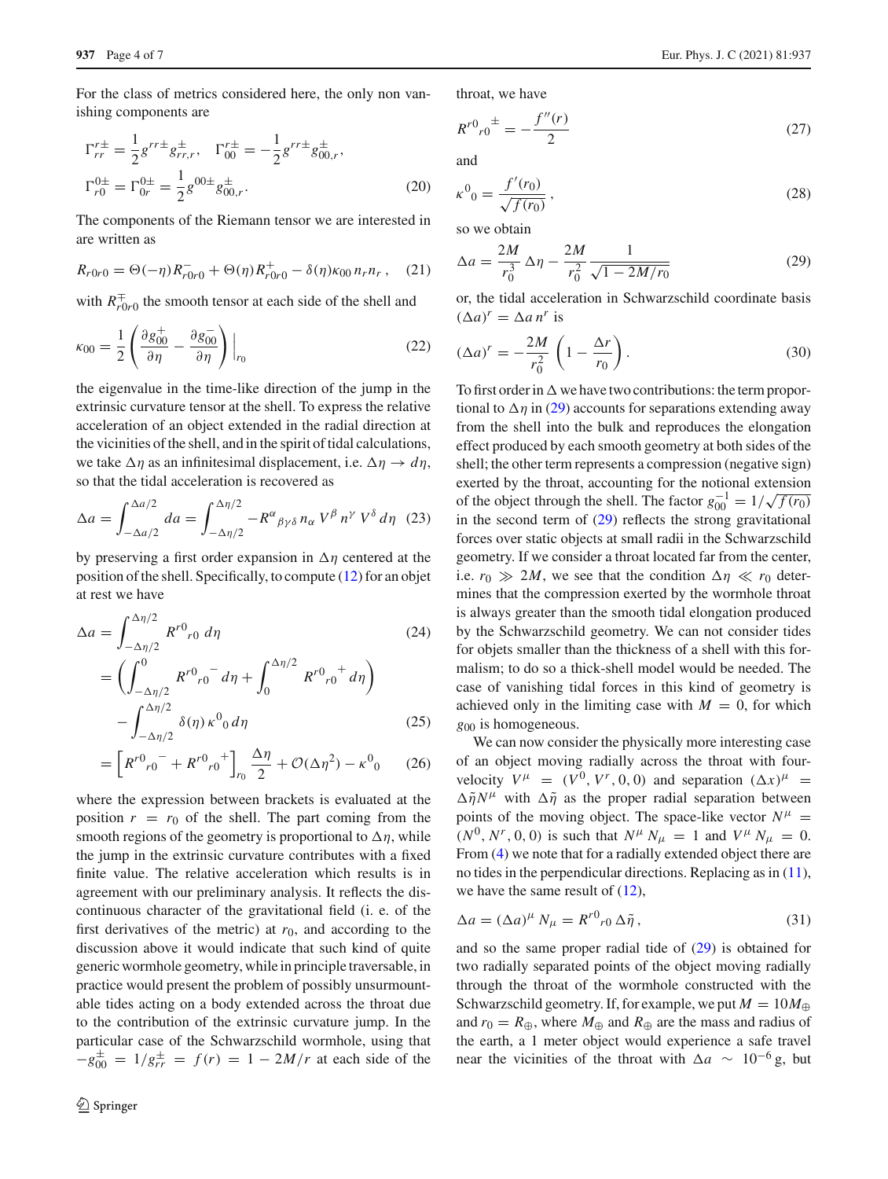For the class of metrics considered here, the only non vanishing components are

$$\Gamma^{r\pm}_{rr} = \frac{1}{2} g^{rr\pm} g^{\pm}_{rr,r}, \quad \Gamma^{r\pm}_{00} = -\frac{1}{2} g^{rr\pm} g^{\pm}_{00,r},$$
$$\Gamma^{0\pm}_{r0} = \Gamma^{0\pm}_{0r} = \frac{1}{2} g^{00\pm} g^{\pm}_{00,r}. \tag{20}$$

The components of the Riemann tensor we are interested in are written as

$$R_{r0r0} = \Theta(-\eta) R^{-}_{r0r0} + \Theta(\eta) R^{+}_{r0r0} - \delta(\eta) \kappa_{00}\, n_r n_r\,, \tag{21}$$

with $R^{\mp}_{r0r0}$ the smooth tensor at each side of the shell and

$$\kappa_{00} = \frac{1}{2}\left(\frac{\partial g^{+}_{00}}{\partial \eta} - \frac{\partial g^{-}_{00}}{\partial \eta}\right)\Big|_{r_0} \tag{22}$$

the eigenvalue in the time-like direction of the jump in the extrinsic curvature tensor at the shell. To express the relative acceleration of an object extended in the radial direction at the vicinities of the shell, and in the spirit of tidal calculations, we take $\Delta\eta$ as an infinitesimal displacement, i.e. $\Delta\eta \to d\eta$, so that the tidal acceleration is recovered as

$$\Delta a = \int_{-\Delta a/2}^{\Delta a/2} da = \int_{-\Delta\eta/2}^{\Delta\eta/2} -R^{\alpha}{}_{\beta\gamma\delta}\, n_\alpha\, V^\beta\, n^\gamma\, V^\delta\, d\eta \tag{23}$$

by preserving a first order expansion in $\Delta\eta$ centered at the position of the shell. Specifically, to compute (12) for an objet at rest we have

$$\Delta a = \int_{-\Delta\eta/2}^{\Delta\eta/2} R^{r0}{}_{r0}\, d\eta \tag{24}$$

$$= \left(\int_{-\Delta\eta/2}^{0} R^{r0}{}_{r0}{}^{-}\, d\eta + \int_{0}^{\Delta\eta/2} R^{r0}{}_{r0}{}^{+}\, d\eta\right) - \int_{-\Delta\eta/2}^{\Delta\eta/2} \delta(\eta)\, \kappa^{0}{}_{0}\, d\eta \tag{25}$$

$$= \left[R^{r0}{}_{r0}{}^{-} + R^{r0}{}_{r0}{}^{+}\right]_{r_0} \frac{\Delta\eta}{2} + \mathcal{O}(\Delta\eta^2) - \kappa^{0}{}_{0} \tag{26}$$

where the expression between brackets is evaluated at the position $r = r_0$ of the shell. The part coming from the smooth regions of the geometry is proportional to $\Delta\eta$, while the jump in the extrinsic curvature contributes with a fixed finite value. The relative acceleration which results is in agreement with our preliminary analysis. It reflects the discontinuous character of the gravitational field (i. e. of the first derivatives of the metric) at $r_0$, and according to the discussion above it would indicate that such kind of quite generic wormhole geometry, while in principle traversable, in practice would present the problem of possibly unsurmountable tides acting on a body extended across the throat due to the contribution of the extrinsic curvature jump. In the particular case of the Schwarzschild wormhole, using that $-g^{\pm}_{00} = 1/g^{\pm}_{rr} = f(r) = 1 - 2M/r$ at each side of the throat, we have

$$R^{r0}{}_{r0}{}^{\pm} = -\frac{f''(r)}{2} \tag{27}$$

and

$$\kappa^{0}{}_{0} = \frac{f'(r_0)}{\sqrt{f(r_0)}}\,, \tag{28}$$

so we obtain

$$\Delta a = \frac{2M}{r_0^3}\,\Delta\eta - \frac{2M}{r_0^2}\,\frac{1}{\sqrt{1 - 2M/r_0}} \tag{29}$$

or, the tidal acceleration in Schwarzschild coordinate basis $(\Delta a)^r = \Delta a\, n^r$ is

$$(\Delta a)^r = -\frac{2M}{r_0^2}\left(1 - \frac{\Delta r}{r_0}\right). \tag{30}$$

To first order in $\Delta$ we have two contributions: the term proportional to $\Delta\eta$ in (29) accounts for separations extending away from the shell into the bulk and reproduces the elongation effect produced by each smooth geometry at both sides of the shell; the other term represents a compression (negative sign) exerted by the throat, accounting for the notional extension of the object through the shell. The factor $g_{00}^{-1} = 1/\sqrt{f(r_0)}$ in the second term of (29) reflects the strong gravitational forces over static objects at small radii in the Schwarzschild geometry. If we consider a throat located far from the center, i.e. $r_0 \gg 2M$, we see that the condition $\Delta\eta \ll r_0$ determines that the compression exerted by the wormhole throat is always greater than the smooth tidal elongation produced by the Schwarzschild geometry. We can not consider tides for objets smaller than the thickness of a shell with this formalism; to do so a thick-shell model would be needed. The case of vanishing tidal forces in this kind of geometry is achieved only in the limiting case with $M = 0$, for which $g_{00}$ is homogeneous.

We can now consider the physically more interesting case of an object moving radially across the throat with four-velocity $V^\mu = (V^0, V^r, 0, 0)$ and separation $(\Delta x)^\mu = \Delta\tilde{\eta} N^\mu$ with $\Delta\tilde{\eta}$ as the proper radial separation between points of the moving object. The space-like vector $N^\mu = (N^0, N^r, 0, 0)$ is such that $N^\mu N_\mu = 1$ and $V^\mu N_\mu = 0$. From (4) we note that for a radially extended object there are no tides in the perpendicular directions. Replacing as in (11), we have the same result of (12),

$$\Delta a = (\Delta a)^\mu N_\mu = R^{r0}{}_{r0}\,\Delta\tilde{\eta}\,, \tag{31}$$

and so the same proper radial tide of (29) is obtained for two radially separated points of the object moving radially through the throat of the wormhole constructed with the Schwarzschild geometry. If, for example, we put $M = 10 M_\oplus$ and $r_0 = R_\oplus$, where $M_\oplus$ and $R_\oplus$ are the mass and radius of the earth, a 1 meter object would experience a safe travel near the vicinities of the throat with $\Delta a \sim 10^{-6}$ g, but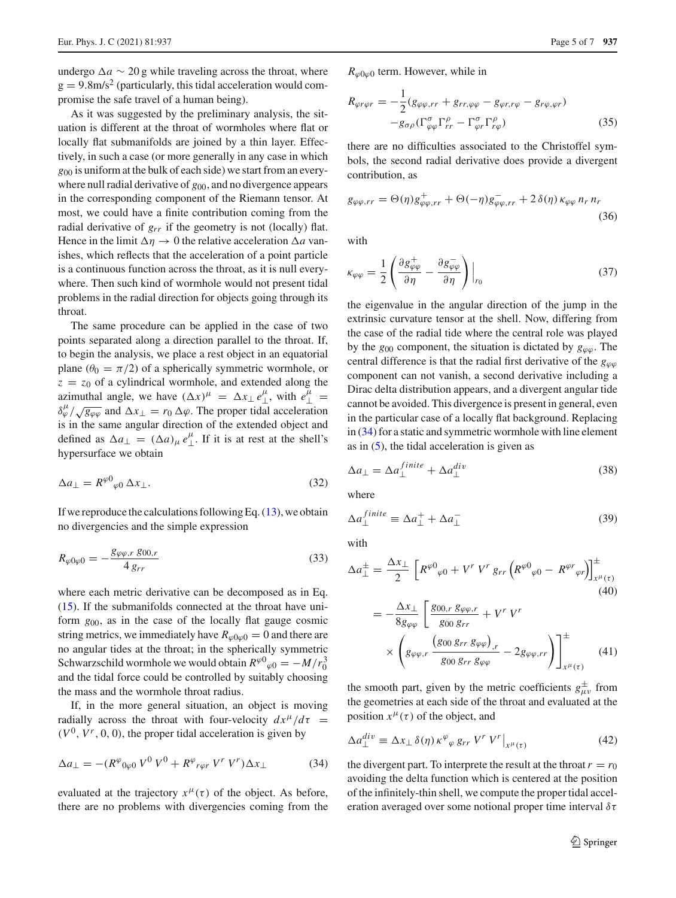undergo $\Delta a \sim 20\,\mathrm{g}$ while traveling across the throat, where $\mathrm{g} = 9.8\mathrm{m/s}^2$ (particularly, this tidal acceleration would compromise the safe travel of a human being).

As it was suggested by the preliminary analysis, the situation is different at the throat of wormholes where flat or locally flat submanifolds are joined by a thin layer. Effectively, in such a case (or more generally in any case in which $g_{00}$ is uniform at the bulk of each side) we start from an everywhere null radial derivative of $g_{00}$, and no divergence appears in the corresponding component of the Riemann tensor. At most, we could have a finite contribution coming from the radial derivative of $g_{rr}$ if the geometry is not (locally) flat. Hence in the limit $\Delta\eta \to 0$ the relative acceleration $\Delta a$ vanishes, which reflects that the acceleration of a point particle is a continuous function across the throat, as it is null everywhere. Then such kind of wormhole would not present tidal problems in the radial direction for objects going through its throat.

The same procedure can be applied in the case of two points separated along a direction parallel to the throat. If, to begin the analysis, we place a rest object in an equatorial plane ($\theta_0 = \pi/2$) of a spherically symmetric wormhole, or $z = z_0$ of a cylindrical wormhole, and extended along the azimuthal angle, we have $(\Delta x)^\mu = \Delta x_\perp e^\mu_\perp$, with $e^\mu_\perp = \delta^\mu_\varphi/\sqrt{g_{\varphi\varphi}}$ and $\Delta x_\perp = r_0\,\Delta\varphi$. The proper tidal acceleration is in the same angular direction of the extended object and defined as $\Delta a_\perp = (\Delta a)_\mu\, e^\mu_\perp$. If it is at rest at the shell's hypersurface we obtain

$$\Delta a_\perp = R^{\varphi 0}{}_{\varphi 0}\,\Delta x_\perp. \tag{32}$$

If we reproduce the calculations following Eq. (13), we obtain no divergencies and the simple expression

$$R_{\varphi 0\varphi 0} = -\frac{g_{\varphi\varphi,r}\, g_{00,r}}{4\, g_{rr}} \tag{33}$$

where each metric derivative can be decomposed as in Eq. (15). If the submanifolds connected at the throat have uniform $g_{00}$, as in the case of the locally flat gauge cosmic string metrics, we immediately have $R_{\varphi 0\varphi 0} = 0$ and there are no angular tides at the throat; in the spherically symmetric Schwarzschild wormhole we would obtain $R^{\varphi 0}{}_{\varphi 0} = -M/r_0^3$ and the tidal force could be controlled by suitably choosing the mass and the wormhole throat radius.

If, in the more general situation, an object is moving radially across the throat with four-velocity $dx^\mu/d\tau = (V^0, V^r, 0, 0)$, the proper tidal acceleration is given by

$$\Delta a_\perp = -(R^{\varphi}{}_{0\varphi 0}\, V^0\, V^0 + R^{\varphi}{}_{r\varphi r}\, V^r\, V^r)\Delta x_\perp \tag{34}$$

evaluated at the trajectory $x^\mu(\tau)$ of the object. As before, there are no problems with divergencies coming from the $R_{\varphi 0\varphi 0}$ term. However, while in

$$R_{\varphi r\varphi r} = -\frac{1}{2}(g_{\varphi\varphi,rr} + g_{rr,\varphi\varphi} - g_{\varphi r,r\varphi} - g_{r\varphi,\varphi r}) - g_{\sigma\rho}(\Gamma^\sigma_{\varphi\varphi}\Gamma^\rho_{rr} - \Gamma^\sigma_{\varphi r}\Gamma^\rho_{r\varphi}) \tag{35}$$

there are no difficulties associated to the Christoffel symbols, the second radial derivative does provide a divergent contribution, as

$$g_{\varphi\varphi,rr} = \Theta(\eta) g^+_{\varphi\varphi,rr} + \Theta(-\eta) g^-_{\varphi\varphi,rr} + 2\,\delta(\eta)\,\kappa_{\varphi\varphi}\, n_r\, n_r \tag{36}$$

with

$$\kappa_{\varphi\varphi} = \frac{1}{2}\left(\frac{\partial g^+_{\varphi\varphi}}{\partial\eta} - \frac{\partial g^-_{\varphi\varphi}}{\partial\eta}\right)\Big|_{r_0} \tag{37}$$

the eigenvalue in the angular direction of the jump in the extrinsic curvature tensor at the shell. Now, differing from the case of the radial tide where the central role was played by the $g_{00}$ component, the situation is dictated by $g_{\varphi\varphi}$. The central difference is that the radial first derivative of the $g_{\varphi\varphi}$ component can not vanish, a second derivative including a Dirac delta distribution appears, and a divergent angular tide cannot be avoided. This divergence is present in general, even in the particular case of a locally flat background. Replacing in (34) for a static and symmetric wormhole with line element as in (5), the tidal acceleration is given as

$$\Delta a_\perp = \Delta a_\perp^{finite} + \Delta a_\perp^{div} \tag{38}$$

where

$$\Delta a_\perp^{finite} \equiv \Delta a_\perp^+ + \Delta a_\perp^- \tag{39}$$

with

$$\Delta a_\perp^\pm = \frac{\Delta x_\perp}{2}\left[R^{\varphi 0}{}_{\varphi 0} + V^r\, V^r\, g_{rr}\left(R^{\varphi 0}{}_{\varphi 0} - R^{\varphi r}{}_{\varphi r}\right)\right]^\pm_{x^\mu(\tau)} \tag{40}$$

$$= -\frac{\Delta x_\perp}{8 g_{\varphi\varphi}}\left[\frac{g_{00,r}\, g_{\varphi\varphi,r}}{g_{00}\, g_{rr}} + V^r\, V^r \times \left(g_{\varphi\varphi,r}\frac{\left(g_{00}\, g_{rr}\, g_{\varphi\varphi}\right)_{,r}}{g_{00}\, g_{rr}\, g_{\varphi\varphi}} - 2 g_{\varphi\varphi,rr}\right)\right]^\pm_{x^\mu(\tau)} \tag{41}$$

the smooth part, given by the metric coefficients $g^\pm_{\mu\nu}$ from the geometries at each side of the throat and evaluated at the position $x^\mu(\tau)$ of the object, and

$$\Delta a_\perp^{div} \equiv \Delta x_\perp\, \delta(\eta)\, \kappa^\varphi{}_\varphi\, g_{rr}\, V^r\, V^r\big|_{x^\mu(\tau)} \tag{42}$$

the divergent part. To interprete the result at the throat $r = r_0$ avoiding the delta function which is centered at the position of the infinitely-thin shell, we compute the proper tidal acceleration averaged over some notional proper time interval $\delta\tau$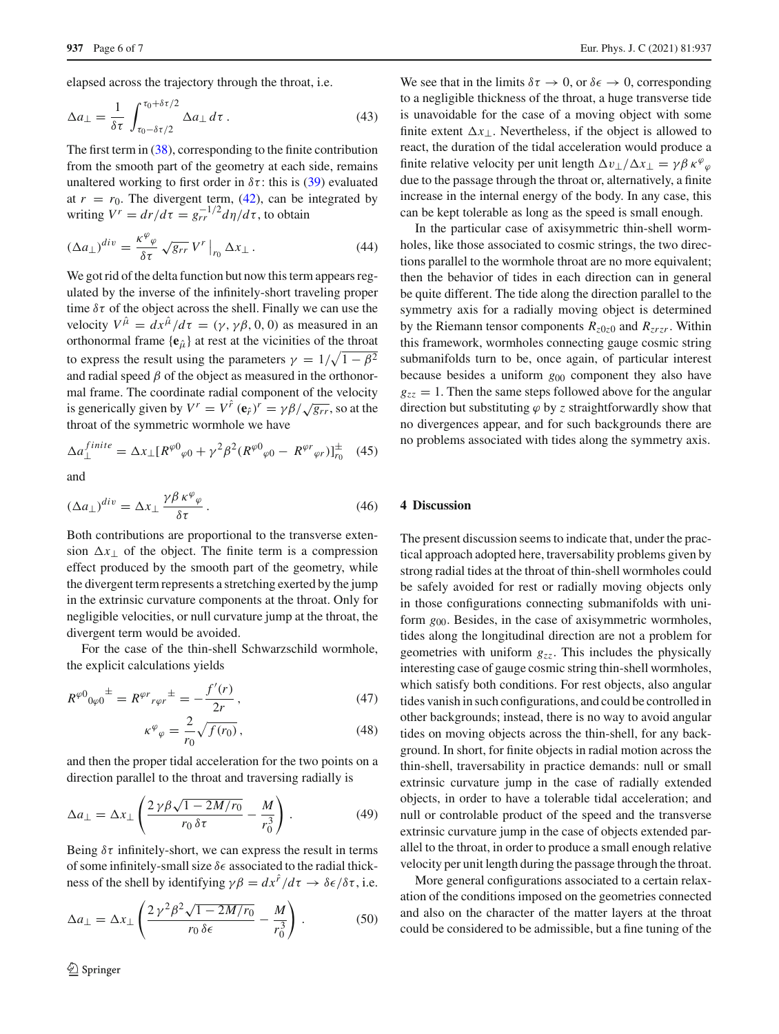elapsed across the trajectory through the throat, i.e.

$$\Delta a_{\perp} = \frac{1}{\delta\tau} \int_{\tau_0-\delta\tau/2}^{\tau_0+\delta\tau/2} \Delta a_{\perp}\, d\tau \,. \tag{43}$$

The first term in (38), corresponding to the finite contribution from the smooth part of the geometry at each side, remains unaltered working to first order in $\delta\tau$: this is (39) evaluated at $r = r_0$. The divergent term, (42), can be integrated by writing $V^r = dr/d\tau = g_{rr}^{-1/2} d\eta/d\tau$, to obtain

$$(\Delta a_{\perp})^{div} = \frac{\kappa^{\varphi}{}_{\varphi}}{\delta\tau} \sqrt{g_{rr}}\, V^r \big|_{r_0} \Delta x_{\perp} \,. \tag{44}$$

We got rid of the delta function but now this term appears regulated by the inverse of the infinitely-short traveling proper time $\delta\tau$ of the object across the shell. Finally we can use the velocity $V^{\hat{\mu}} = dx^{\hat{\mu}}/d\tau = (\gamma, \gamma\beta, 0, 0)$ as measured in an orthonormal frame $\{\mathbf{e}_{\hat{\mu}}\}$ at rest at the vicinities of the throat to express the result using the parameters $\gamma = 1/\sqrt{1-\beta^2}$ and radial speed $\beta$ of the object as measured in the orthonormal frame. The coordinate radial component of the velocity is generically given by $V^r = V^{\hat{r}} (\mathbf{e}_{\hat{r}})^r = \gamma\beta/\sqrt{g_{rr}}$, so at the throat of the symmetric wormhole we have

$$\Delta a_{\perp}^{finite} = \Delta x_{\perp} [R^{\varphi 0}{}_{\varphi 0} + \gamma^2 \beta^2 (R^{\varphi 0}{}_{\varphi 0} - R^{\varphi r}{}_{\varphi r})]^{\pm}_{r_0} \tag{45}$$

and

$$(\Delta a_{\perp})^{div} = \Delta x_{\perp} \frac{\gamma\beta\, \kappa^{\varphi}{}_{\varphi}}{\delta\tau} \,. \tag{46}$$

Both contributions are proportional to the transverse extension $\Delta x_{\perp}$ of the object. The finite term is a compression effect produced by the smooth part of the geometry, while the divergent term represents a stretching exerted by the jump in the extrinsic curvature components at the throat. Only for negligible velocities, or null curvature jump at the throat, the divergent term would be avoided.

For the case of the thin-shell Schwarzschild wormhole, the explicit calculations yields

$$R^{\varphi 0}{}_{0\varphi 0}{}^{\pm} = R^{\varphi r}{}_{r\varphi r}{}^{\pm} = -\frac{f'(r)}{2r} \,, \tag{47}$$

$$\kappa^{\varphi}{}_{\varphi} = \frac{2}{r_0} \sqrt{f(r_0)} \,, \tag{48}$$

and then the proper tidal acceleration for the two points on a direction parallel to the throat and traversing radially is

$$\Delta a_{\perp} = \Delta x_{\perp} \left( \frac{2\,\gamma\beta\sqrt{1-2M/r_0}}{r_0\, \delta\tau} - \frac{M}{r_0^3} \right) . \tag{49}$$

Being $\delta\tau$ infinitely-short, we can express the result in terms of some infinitely-small size $\delta\epsilon$ associated to the radial thickness of the shell by identifying $\gamma\beta = dx^{\hat{r}}/d\tau \to \delta\epsilon/\delta\tau$, i.e.

$$\Delta a_{\perp} = \Delta x_{\perp} \left( \frac{2\,\gamma^2\beta^2\sqrt{1-2M/r_0}}{r_0\, \delta\epsilon} - \frac{M}{r_0^3} \right) . \tag{50}$$

We see that in the limits $\delta\tau \to 0$, or $\delta\epsilon \to 0$, corresponding to a negligible thickness of the throat, a huge transverse tide is unavoidable for the case of a moving object with some finite extent $\Delta x_{\perp}$. Nevertheless, if the object is allowed to react, the duration of the tidal acceleration would produce a finite relative velocity per unit length $\Delta v_{\perp}/\Delta x_{\perp} = \gamma\beta\, \kappa^{\varphi}{}_{\varphi}$ due to the passage through the throat or, alternatively, a finite increase in the internal energy of the body. In any case, this can be kept tolerable as long as the speed is small enough.

In the particular case of axisymmetric thin-shell wormholes, like those associated to cosmic strings, the two directions parallel to the wormhole throat are no more equivalent; then the behavior of tides in each direction can in general be quite different. The tide along the direction parallel to the symmetry axis for a radially moving object is determined by the Riemann tensor components $R_{z0z0}$ and $R_{zrzr}$. Within this framework, wormholes connecting gauge cosmic string submanifolds turn to be, once again, of particular interest because besides a uniform $g_{00}$ component they also have $g_{zz} = 1$. Then the same steps followed above for the angular direction but substituting $\varphi$ by $z$ straightforwardly show that no divergences appear, and for such backgrounds there are no problems associated with tides along the symmetry axis.

## 4 Discussion

The present discussion seems to indicate that, under the practical approach adopted here, traversability problems given by strong radial tides at the throat of thin-shell wormholes could be safely avoided for rest or radially moving objects only in those configurations connecting submanifolds with uniform $g_{00}$. Besides, in the case of axisymmetric wormholes, tides along the longitudinal direction are not a problem for geometries with uniform $g_{zz}$. This includes the physically interesting case of gauge cosmic string thin-shell wormholes, which satisfy both conditions. For rest objects, also angular tides vanish in such configurations, and could be controlled in other backgrounds; instead, there is no way to avoid angular tides on moving objects across the thin-shell, for any background. In short, for finite objects in radial motion across the thin-shell, traversability in practice demands: null or small extrinsic curvature jump in the case of radially extended objects, in order to have a tolerable tidal acceleration; and null or controlable product of the speed and the transverse extrinsic curvature jump in the case of objects extended parallel to the throat, in order to produce a small enough relative velocity per unit length during the passage through the throat.

More general configurations associated to a certain relaxation of the conditions imposed on the geometries connected and also on the character of the matter layers at the throat could be considered to be admissible, but a fine tuning of the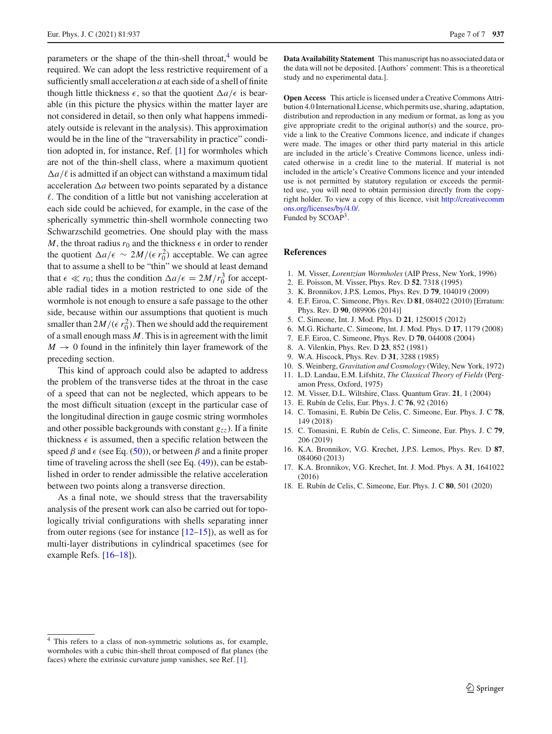parameters or the shape of the thin-shell throat,[4] would be required. We can adopt the less restrictive requirement of a sufficiently small acceleration $a$ at each side of a shell of finite though little thickness $\epsilon$, so that the quotient $\Delta a/\epsilon$ is bearable (in this picture the physics within the matter layer are not considered in detail, so then only what happens immediately outside is relevant in the analysis). This approximation would be in the line of the "traversability in practice" condition adopted in, for instance, Ref. [1] for wormholes which are not of the thin-shell class, where a maximum quotient $\Delta a/\ell$ is admitted if an object can withstand a maximum tidal acceleration $\Delta a$ between two points separated by a distance $\ell$. The condition of a little but not vanishing acceleration at each side could be achieved, for example, in the case of the spherically symmetric thin-shell wormhole connecting two Schwarzschild geometries. One should play with the mass $M$, the throat radius $r_0$ and the thickness $\epsilon$ in order to render the quotient $\Delta a/\epsilon \sim 2M/(\epsilon\, r_0^2)$ acceptable. We can agree that to assume a shell to be "thin" we should at least demand that $\epsilon \ll r_0$; thus the condition $\Delta a/\epsilon = 2M/r_0^3$ for acceptable radial tides in a motion restricted to one side of the wormhole is not enough to ensure a safe passage to the other side, because within our assumptions that quotient is much smaller than $2M/(\epsilon\, r_0^2)$. Then we should add the requirement of a small enough mass $M$. This is in agreement with the limit $M \to 0$ found in the infinitely thin layer framework of the preceding section.

This kind of approach could also be adapted to address the problem of the transverse tides at the throat in the case of a speed that can not be neglected, which appears to be the most difficult situation (except in the particular case of the longitudinal direction in gauge cosmic string wormholes and other possible backgrounds with constant $g_{zz}$). If a finite thickness $\epsilon$ is assumed, then a specific relation between the speed $\beta$ and $\epsilon$ (see Eq. (50)), or between $\beta$ and a finite proper time of traveling across the shell (see Eq. (49)), can be established in order to render admissible the relative acceleration between two points along a transverse direction.

As a final note, we should stress that the traversability analysis of the present work can also be carried out for topologically trivial configurations with shells separating inner from outer regions (see for instance [12–15]), as well as for multi-layer distributions in cylindrical spacetimes (see for example Refs. [16–18]).

[4] This refers to a class of non-symmetric solutions as, for example, wormholes with a cubic thin-shell throat composed of flat planes (the faces) where the extrinsic curvature jump vanishes, see Ref. [1].

**Data Availability Statement** This manuscript has no associated data or the data will not be deposited. [Authors' comment: This is a theoretical study and no experimental data.].

**Open Access** This article is licensed under a Creative Commons Attribution 4.0 International License, which permits use, sharing, adaptation, distribution and reproduction in any medium or format, as long as you give appropriate credit to the original author(s) and the source, provide a link to the Creative Commons licence, and indicate if changes were made. The images or other third party material in this article are included in the article's Creative Commons licence, unless indicated otherwise in a credit line to the material. If material is not included in the article's Creative Commons licence and your intended use is not permitted by statutory regulation or exceeds the permitted use, you will need to obtain permission directly from the copyright holder. To view a copy of this licence, visit http://creativecommons.org/licenses/by/4.0/.
Funded by SCOAP[3].

## References

1. M. Visser, *Lorentzian Wormholes* (AIP Press, New York, 1996)
2. E. Poisson, M. Visser, Phys. Rev. D **52**, 7318 (1995)
3. K. Bronnikov, J.P.S. Lemos, Phys. Rev. D **79**, 104019 (2009)
4. E.F. Eiroa, C. Simeone, Phys. Rev. D **81**, 084022 (2010) [Erratum: Phys. Rev. D **90**, 089906 (2014)]
5. C. Simeone, Int. J. Mod. Phys. D **21**, 1250015 (2012)
6. M.G. Richarte, C. Simeone, Int. J. Mod. Phys. D **17**, 1179 (2008)
7. E.F. Eiroa, C. Simeone, Phys. Rev. D **70**, 044008 (2004)
8. A. Vilenkin, Phys. Rev. D **23**, 852 (1981)
9. W.A. Hiscock, Phys. Rev. D **31**, 3288 (1985)
10. S. Weinberg, *Gravitation and Cosmology* (Wiley, New York, 1972)
11. L.D. Landau, E.M. Lifshitz, *The Classical Theory of Fields* (Pergamon Press, Oxford, 1975)
12. M. Visser, D.L. Wiltshire, Class. Quantum Grav. **21**, 1 (2004)
13. E. Rubín de Celis, Eur. Phys. J. C **76**, 92 (2016)
14. C. Tomasini, E. Rubín De Celis, C. Simeone, Eur. Phys. J. C **78**, 149 (2018)
15. C. Tomasini, E. Rubín de Celis, C. Simeone, Eur. Phys. J. C **79**, 206 (2019)
16. K.A. Bronnikov, V.G. Krechet, J.P.S. Lemos, Phys. Rev. D **87**, 084060 (2013)
17. K.A. Bronnikov, V.G. Krechet, Int. J. Mod. Phys. A **31**, 1641022 (2016)
18. E. Rubín de Celis, C. Simeone, Eur. Phys. J. C **80**, 501 (2020)